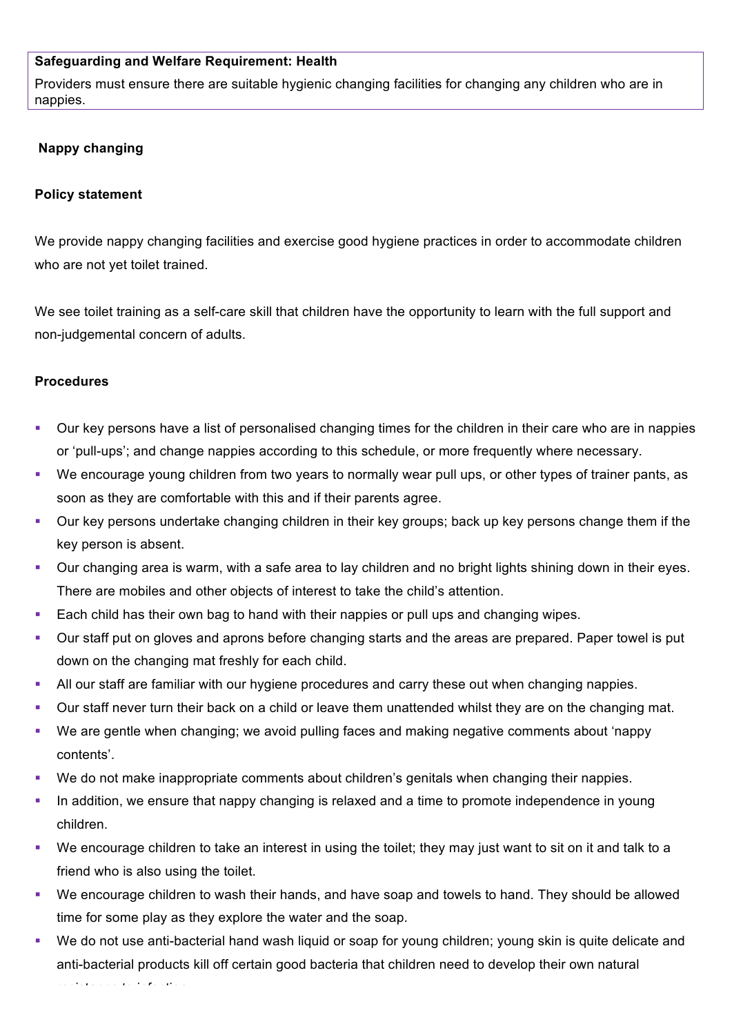**Safeguarding and Welfare Requirement: Health**

Providers must ensure there are suitable hygienic changing facilities for changing any children who are in nappies.

**Nappy changing**

**Policy statement**

We provide nappy changing facilities and exercise good hygiene practices in order to accommodate children who are not yet toilet trained.

We see toilet training as a self-care skill that children have the opportunity to learn with the full support and non-judgemental concern of adults.

**Procedures**

- Our key persons have a list of personalised changing times for the children in their care who are in nappies or 'pull-ups'; and change nappies according to this schedule, or more frequently where necessary.
- We encourage young children from two years to normally wear pull ups, or other types of trainer pants, as soon as they are comfortable with this and if their parents agree.
- Our key persons undertake changing children in their key groups; back up key persons change them if the key person is absent.
- Our changing area is warm, with a safe area to lay children and no bright lights shining down in their eyes. There are mobiles and other objects of interest to take the child's attention.
- Each child has their own bag to hand with their nappies or pull ups and changing wipes.
- Our staff put on gloves and aprons before changing starts and the areas are prepared. Paper towel is put down on the changing mat freshly for each child.
- All our staff are familiar with our hygiene procedures and carry these out when changing nappies.
- Our staff never turn their back on a child or leave them unattended whilst they are on the changing mat.
- We are gentle when changing; we avoid pulling faces and making negative comments about 'nappy contents'.
- We do not make inappropriate comments about children's genitals when changing their nappies.
- In addition, we ensure that nappy changing is relaxed and a time to promote independence in young children.
- We encourage children to take an interest in using the toilet; they may just want to sit on it and talk to a friend who is also using the toilet.
- We encourage children to wash their hands, and have soap and towels to hand. They should be allowed time for some play as they explore the water and the soap.
- We do not use anti-bacterial hand wash liquid or soap for young children; young skin is quite delicate and anti-bacterial products kill off certain good bacteria that children need to develop their own natural resistance to infection.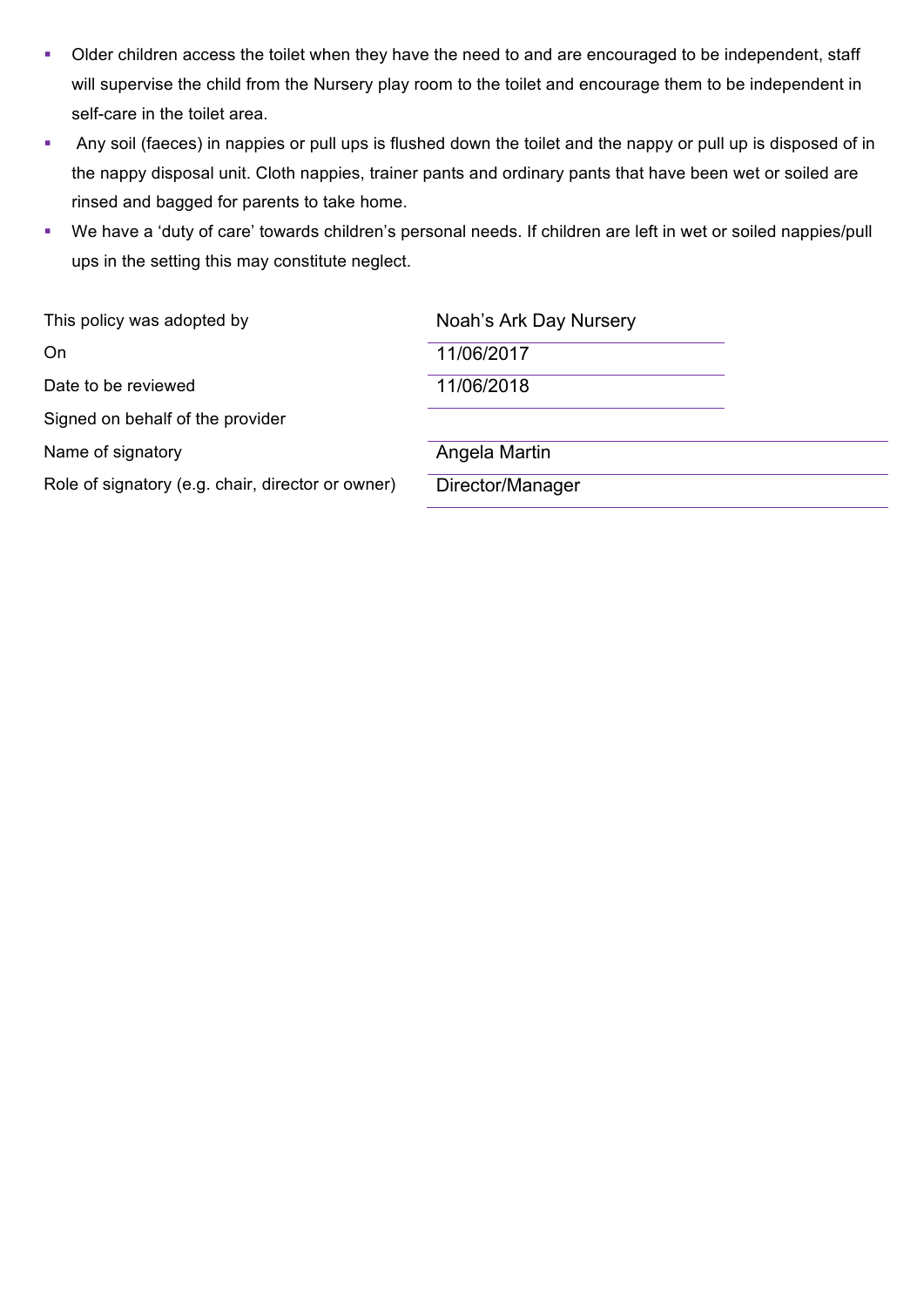- Older children access the toilet when they have the need to and are encouraged to be independent, staff will supervise the child from the Nursery play room to the toilet and encourage them to be independent in self-care in the toilet area.
- Any soil (faeces) in nappies or pull ups is flushed down the toilet and the nappy or pull up is disposed of in the nappy disposal unit. Cloth nappies, trainer pants and ordinary pants that have been wet or soiled are rinsed and bagged for parents to take home.
- We have a 'duty of care' towards children's personal needs. If children are left in wet or soiled nappies/pull ups in the setting this may constitute neglect.

| | |
|---|---|
| This policy was adopted by | Noah's Ark Day Nursery |
| On | 11/06/2017 |
| Date to be reviewed | 11/06/2018 |
| Signed on behalf of the provider | |
| Name of signatory | Angela Martin |
| Role of signatory (e.g. chair, director or owner) | Director/Manager |